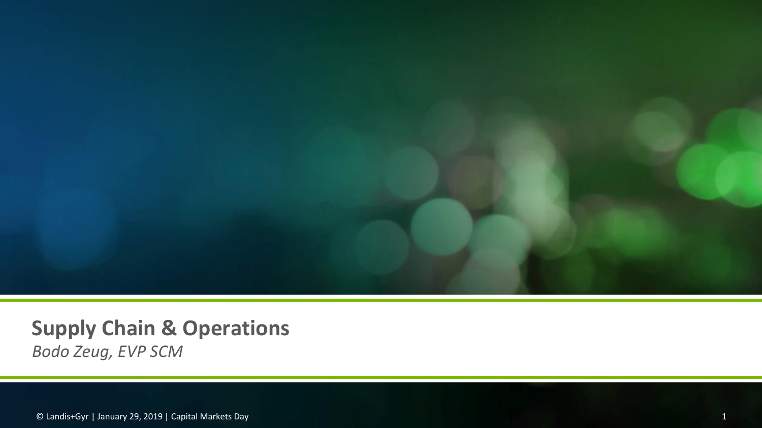# Supply Chain & Operations

*Bodo Zeug, EVP SCM*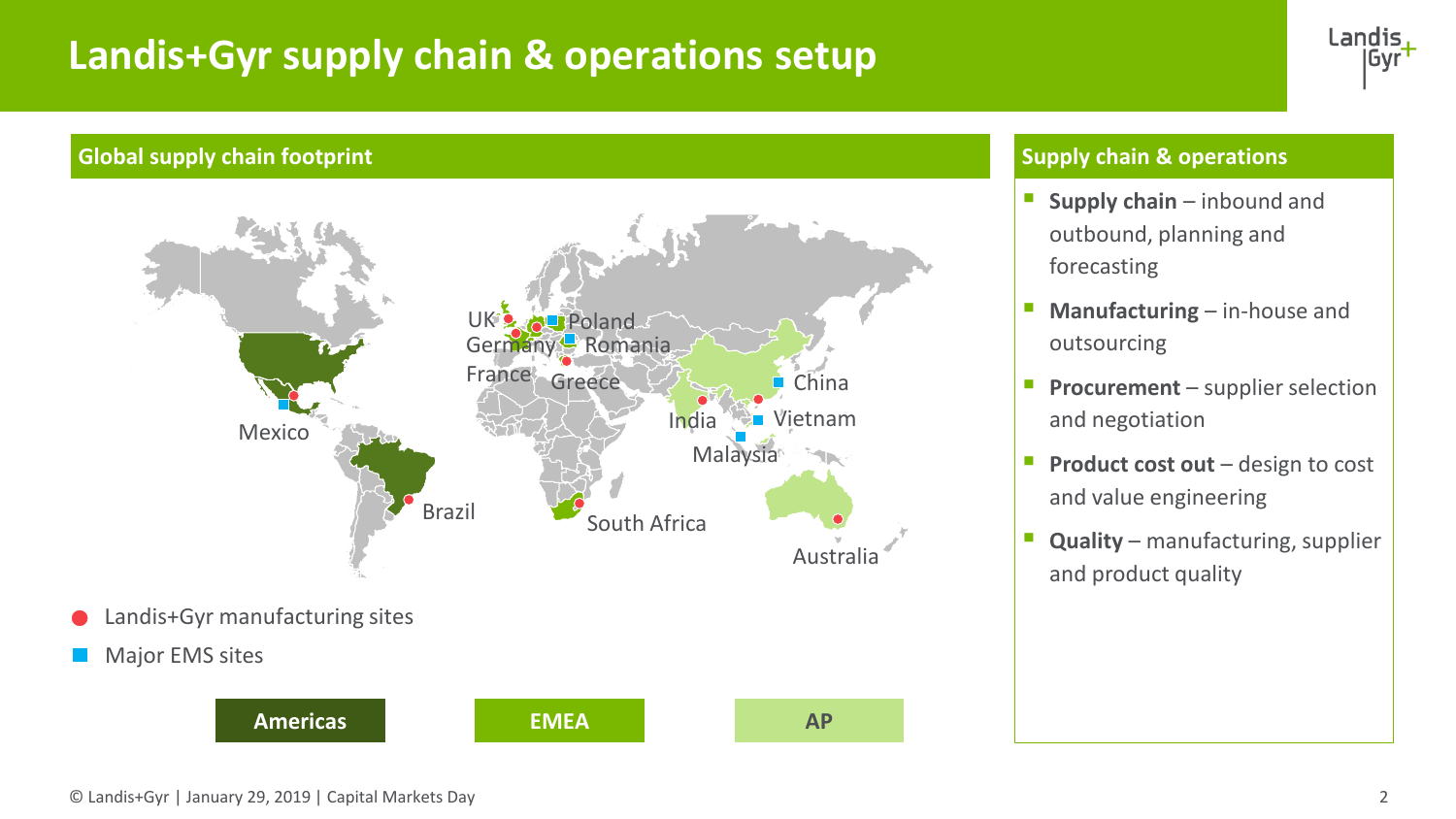# Landis+Gyr supply chain & operations setup

## Global supply chain footprint

UK, Poland, Germany, Romania, France, Greece, China, India, Vietnam, Malaysia, Mexico, Brazil, South Africa, Australia

- Landis+Gyr manufacturing sites
- Major EMS sites

Americas | EMEA | AP

## Supply chain & operations

- **Supply chain** – inbound and outbound, planning and forecasting
- **Manufacturing** – in-house and outsourcing
- **Procurement** – supplier selection and negotiation
- **Product cost out** – design to cost and value engineering
- **Quality** – manufacturing, supplier and product quality

© Landis+Gyr | January 29, 2019 | Capital Markets Day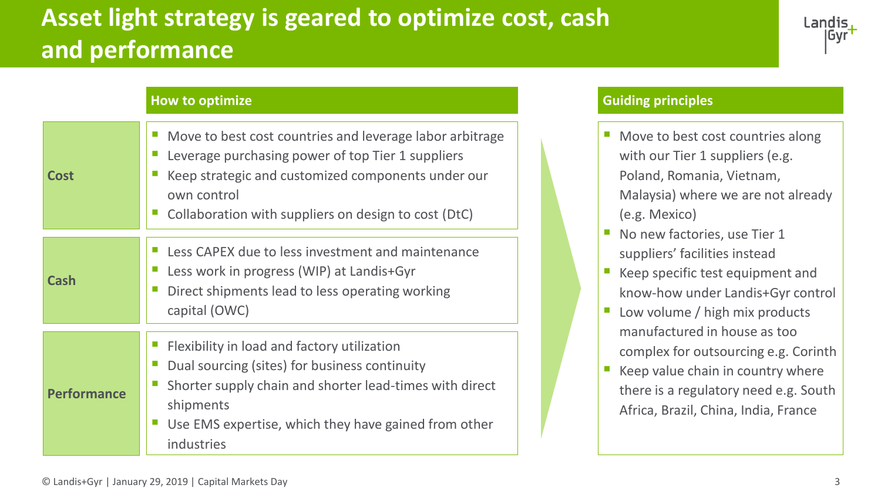# Asset light strategy is geared to optimize cost, cash and performance

## How to optimize

### Cost

- Move to best cost countries and leverage labor arbitrage
- Leverage purchasing power of top Tier 1 suppliers
- Keep strategic and customized components under our own control
- Collaboration with suppliers on design to cost (DtC)

### Cash

- Less CAPEX due to less investment and maintenance
- Less work in progress (WIP) at Landis+Gyr
- Direct shipments lead to less operating working capital (OWC)

### Performance

- Flexibility in load and factory utilization
- Dual sourcing (sites) for business continuity
- Shorter supply chain and shorter lead-times with direct shipments
- Use EMS expertise, which they have gained from other industries

## Guiding principles

- Move to best cost countries along with our Tier 1 suppliers (e.g. Poland, Romania, Vietnam, Malaysia) where we are not already (e.g. Mexico)
- No new factories, use Tier 1 suppliers' facilities instead
- Keep specific test equipment and know-how under Landis+Gyr control
- Low volume / high mix products manufactured in house as too complex for outsourcing e.g. Corinth
- Keep value chain in country where there is a regulatory need e.g. South Africa, Brazil, China, India, France

© Landis+Gyr | January 29, 2019 | Capital Markets Day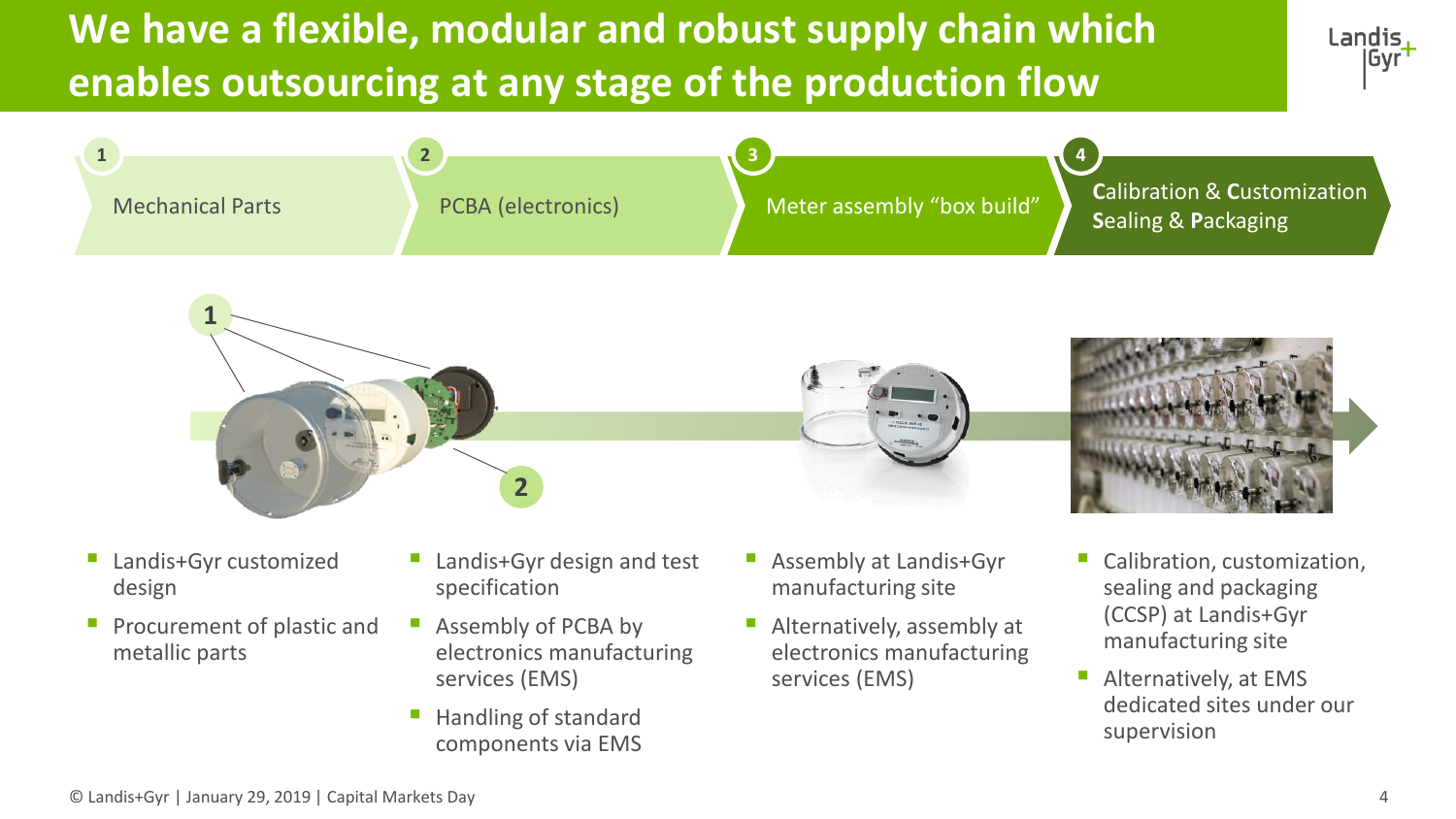# We have a flexible, modular and robust supply chain which enables outsourcing at any stage of the production flow

**1** Mechanical Parts

- Landis+Gyr customized design
- Procurement of plastic and metallic parts

**2** PCBA (electronics)

- Landis+Gyr design and test specification
- Assembly of PCBA by electronics manufacturing services (EMS)
- Handling of standard components via EMS

**3** Meter assembly “box build”

- Assembly at Landis+Gyr manufacturing site
- Alternatively, assembly at electronics manufacturing services (EMS)

**4** **C**alibration & **C**ustomization **S**ealing & **P**ackaging

- Calibration, customization, sealing and packaging (CCSP) at Landis+Gyr manufacturing site
- Alternatively, at EMS dedicated sites under our supervision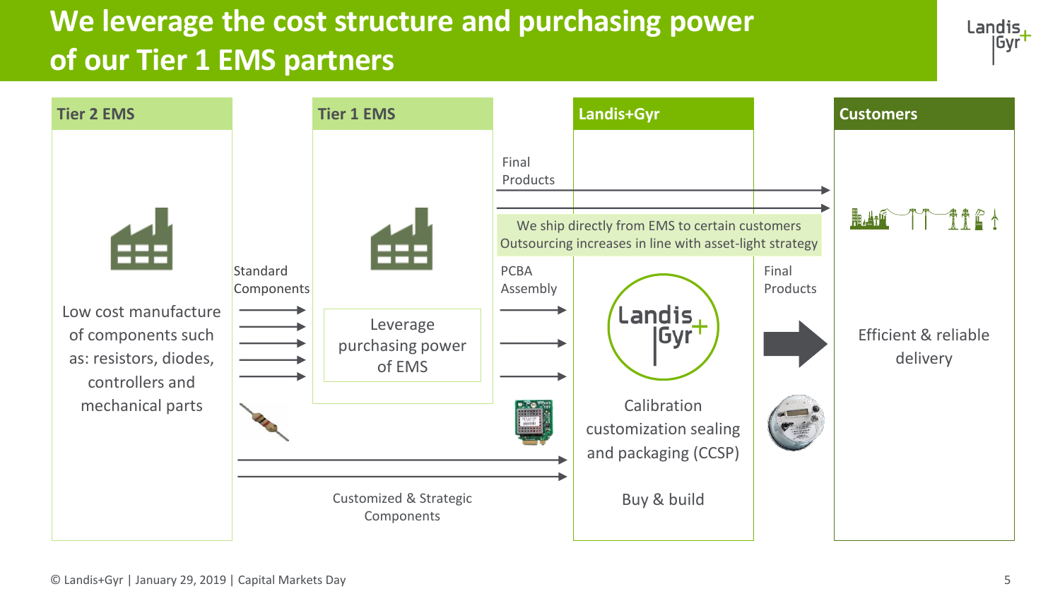# We leverage the cost structure and purchasing power of our Tier 1 EMS partners

## Tier 2 EMS

Low cost manufacture of components such as: resistors, diodes, controllers and mechanical parts

Standard Components

## Tier 1 EMS

Leverage purchasing power of EMS

PCBA Assembly

Final Products

We ship directly from EMS to certain customers
Outsourcing increases in line with asset-light strategy

Customized & Strategic Components

## Landis+Gyr

Calibration customization sealing and packaging (CCSP)

Buy & build

Final Products

## Customers

Efficient & reliable delivery

© Landis+Gyr | January 29, 2019 | Capital Markets Day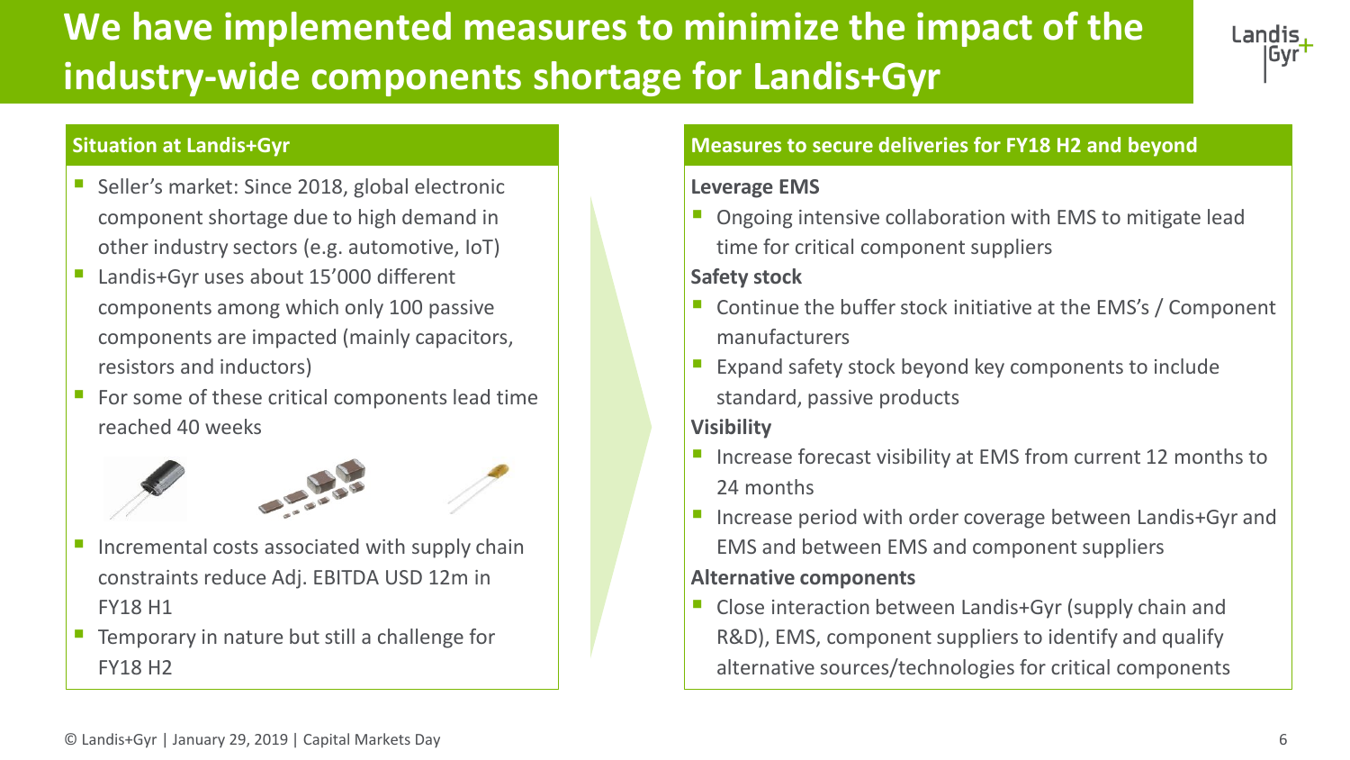# We have implemented measures to minimize the impact of the industry-wide components shortage for Landis+Gyr

## Situation at Landis+Gyr

- Seller's market: Since 2018, global electronic component shortage due to high demand in other industry sectors (e.g. automotive, IoT)
- Landis+Gyr uses about 15'000 different components among which only 100 passive components are impacted (mainly capacitors, resistors and inductors)
- For some of these critical components lead time reached 40 weeks
- Incremental costs associated with supply chain constraints reduce Adj. EBITDA USD 12m in FY18 H1
- Temporary in nature but still a challenge for FY18 H2

## Measures to secure deliveries for FY18 H2 and beyond

**Leverage EMS**

- Ongoing intensive collaboration with EMS to mitigate lead time for critical component suppliers

**Safety stock**

- Continue the buffer stock initiative at the EMS's / Component manufacturers
- Expand safety stock beyond key components to include standard, passive products

**Visibility**

- Increase forecast visibility at EMS from current 12 months to 24 months
- Increase period with order coverage between Landis+Gyr and EMS and between EMS and component suppliers

**Alternative components**

- Close interaction between Landis+Gyr (supply chain and R&D), EMS, component suppliers to identify and qualify alternative sources/technologies for critical components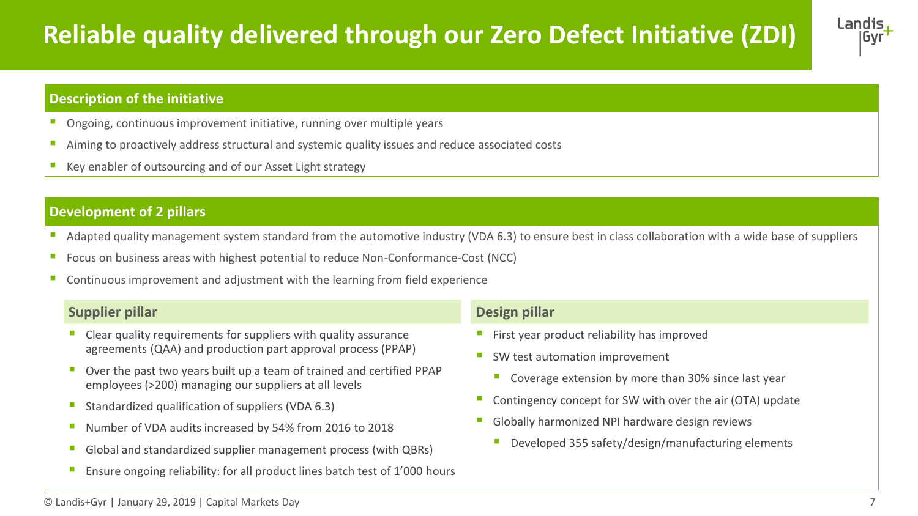# Reliable quality delivered through our Zero Defect Initiative (ZDI)

## Description of the initiative

- Ongoing, continuous improvement initiative, running over multiple years
- Aiming to proactively address structural and systemic quality issues and reduce associated costs
- Key enabler of outsourcing and of our Asset Light strategy

## Development of 2 pillars

- Adapted quality management system standard from the automotive industry (VDA 6.3) to ensure best in class collaboration with a wide base of suppliers
- Focus on business areas with highest potential to reduce Non-Conformance-Cost (NCC)
- Continuous improvement and adjustment with the learning from field experience

### Supplier pillar

- Clear quality requirements for suppliers with quality assurance agreements (QAA) and production part approval process (PPAP)
- Over the past two years built up a team of trained and certified PPAP employees (>200) managing our suppliers at all levels
- Standardized qualification of suppliers (VDA 6.3)
- Number of VDA audits increased by 54% from 2016 to 2018
- Global and standardized supplier management process (with QBRs)
- Ensure ongoing reliability: for all product lines batch test of 1'000 hours

### Design pillar

- First year product reliability has improved
- SW test automation improvement
  - Coverage extension by more than 30% since last year
- Contingency concept for SW with over the air (OTA) update
- Globally harmonized NPI hardware design reviews
  - Developed 355 safety/design/manufacturing elements

© Landis+Gyr | January 29, 2019 | Capital Markets Day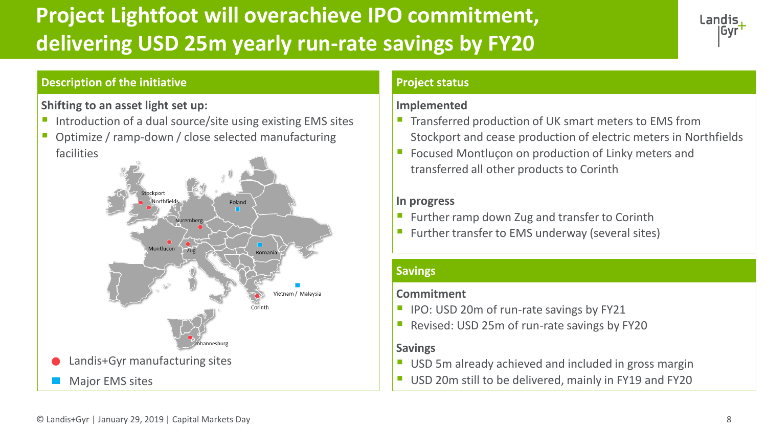# Project Lightfoot will overachieve IPO commitment, delivering USD 25m yearly run-rate savings by FY20

## Description of the initiative

**Shifting to an asset light set up:**

- Introduction of a dual source/site using existing EMS sites
- Optimize / ramp-down / close selected manufacturing facilities

Stockport
Northfields
Poland
Nuremberg
Montlucon
Zug
Romania
Vietnam / Malaysia
Corinth
Johannesburg

- ● Landis+Gyr manufacturing sites
- ■ Major EMS sites

## Project status

**Implemented**

- Transferred production of UK smart meters to EMS from Stockport and cease production of electric meters in Northfields
- Focused Montluçon on production of Linky meters and transferred all other products to Corinth

**In progress**

- Further ramp down Zug and transfer to Corinth
- Further transfer to EMS underway (several sites)

## Savings

**Commitment**

- IPO: USD 20m of run-rate savings by FY21
- Revised: USD 25m of run-rate savings by FY20

**Savings**

- USD 5m already achieved and included in gross margin
- USD 20m still to be delivered, mainly in FY19 and FY20

© Landis+Gyr | January 29, 2019 | Capital Markets Day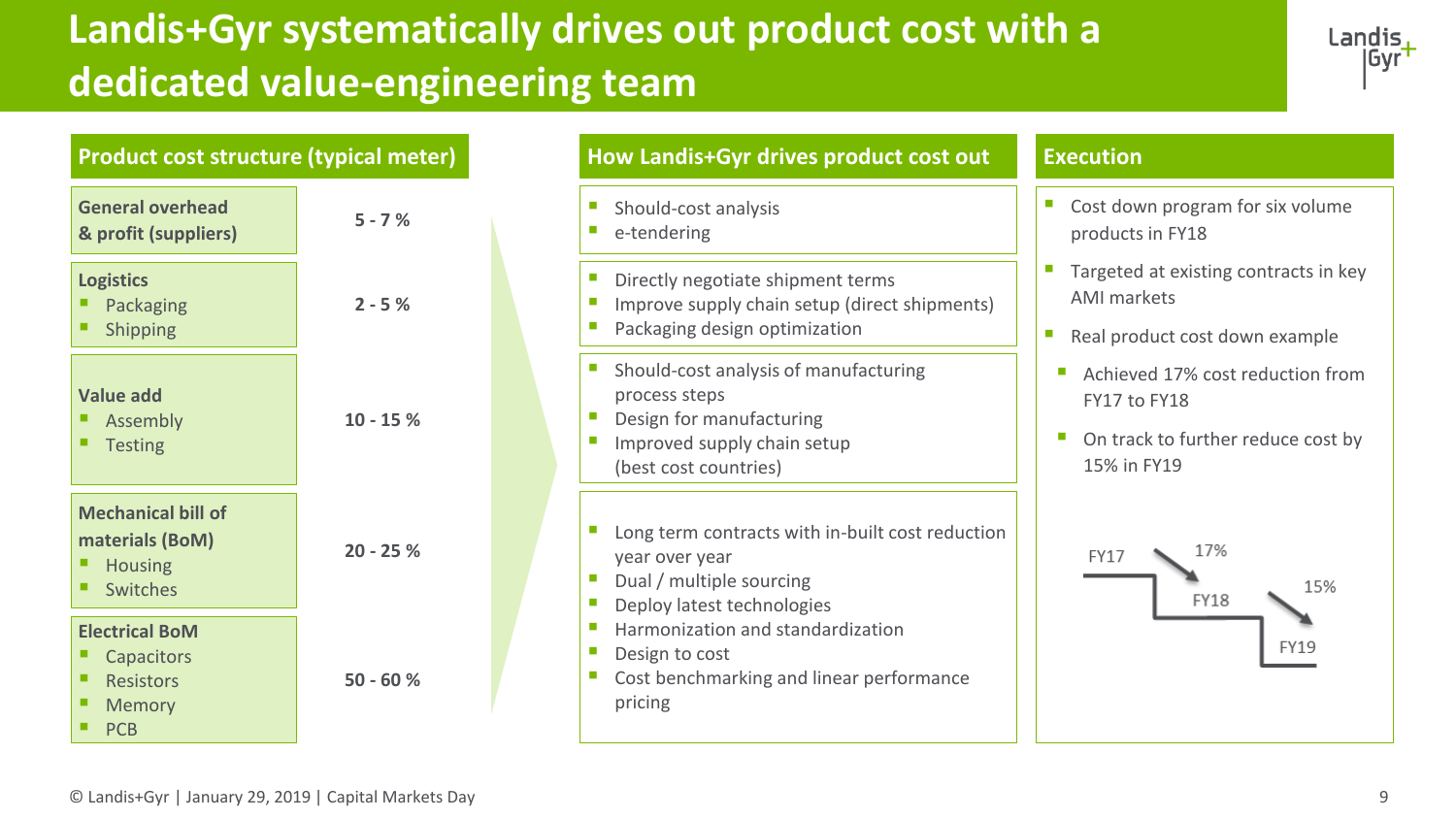# Landis+Gyr systematically drives out product cost with a dedicated value-engineering team

## Product cost structure (typical meter)

| | |
|---|---|
| **General overhead & profit (suppliers)** | 5 - 7 % |
| **Logistics**<br>- Packaging<br>- Shipping | 2 - 5 % |
| **Value add**<br>- Assembly<br>- Testing | 10 - 15 % |
| **Mechanical bill of materials (BoM)**<br>- Housing<br>- Switches | 20 - 25 % |
| **Electrical BoM**<br>- Capacitors<br>- Resistors<br>- Memory<br>- PCB | 50 - 60 % |

## How Landis+Gyr drives product cost out

- Should-cost analysis
- e-tendering

---

- Directly negotiate shipment terms
- Improve supply chain setup (direct shipments)
- Packaging design optimization

---

- Should-cost analysis of manufacturing process steps
- Design for manufacturing
- Improved supply chain setup (best cost countries)

---

- Long term contracts with in-built cost reduction year over year
- Dual / multiple sourcing
- Deploy latest technologies
- Harmonization and standardization
- Design to cost
- Cost benchmarking and linear performance pricing

## Execution

- Cost down program for six volume products in FY18
- Targeted at existing contracts in key AMI markets
- Real product cost down example
  - Achieved 17% cost reduction from FY17 to FY18
  - On track to further reduce cost by 15% in FY19

FY17
17%
FY18
15%
FY19

© Landis+Gyr | January 29, 2019 | Capital Markets Day